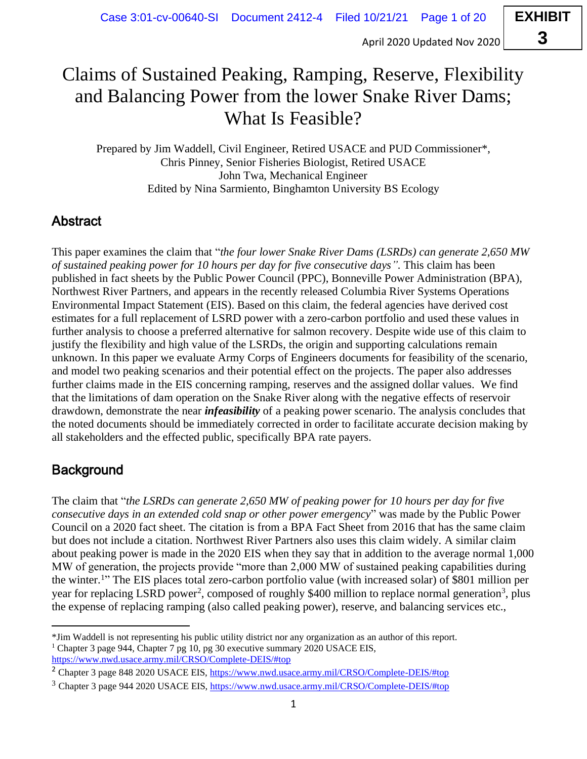April 2020 Updated Nov 2020

# Claims of Sustained Peaking, Ramping, Reserve, Flexibility and Balancing Power from the lower Snake River Dams; What Is Feasible?

Prepared by Jim Waddell, Civil Engineer, Retired USACE and PUD Commissioner*,
Chris Pinney, Senior Fisheries Biologist, Retired USACE
John Twa, Mechanical Engineer
Edited by Nina Sarmiento, Binghamton University BS Ecology

## Abstract

This paper examines the claim that "*the four lower Snake River Dams (LSRDs) can generate 2,650 MW of sustained peaking power for 10 hours per day for five consecutive days"*. This claim has been published in fact sheets by the Public Power Council (PPC), Bonneville Power Administration (BPA), Northwest River Partners, and appears in the recently released Columbia River Systems Operations Environmental Impact Statement (EIS). Based on this claim, the federal agencies have derived cost estimates for a full replacement of LSRD power with a zero-carbon portfolio and used these values in further analysis to choose a preferred alternative for salmon recovery. Despite wide use of this claim to justify the flexibility and high value of the LSRDs, the origin and supporting calculations remain unknown. In this paper we evaluate Army Corps of Engineers documents for feasibility of the scenario, and model two peaking scenarios and their potential effect on the projects. The paper also addresses further claims made in the EIS concerning ramping, reserves and the assigned dollar values. We find that the limitations of dam operation on the Snake River along with the negative effects of reservoir drawdown, demonstrate the near ***infeasibility*** of a peaking power scenario. The analysis concludes that the noted documents should be immediately corrected in order to facilitate accurate decision making by all stakeholders and the effected public, specifically BPA rate payers.

## Background

The claim that "*the LSRDs can generate 2,650 MW of peaking power for 10 hours per day for five consecutive days in an extended cold snap or other power emergency*" was made by the Public Power Council on a 2020 fact sheet. The citation is from a BPA Fact Sheet from 2016 that has the same claim but does not include a citation. Northwest River Partners also uses this claim widely. A similar claim about peaking power is made in the 2020 EIS when they say that in addition to the average normal 1,000 MW of generation, the projects provide "more than 2,000 MW of sustained peaking capabilities during the winter.[1]" The EIS places total zero-carbon portfolio value (with increased solar) of $801 million per year for replacing LSRD power[2], composed of roughly $400 million to replace normal generation[3], plus the expense of replacing ramping (also called peaking power), reserve, and balancing services etc.,

---

*Jim Waddell is not representing his public utility district nor any organization as an author of this report.

[1] Chapter 3 page 944, Chapter 7 pg 10, pg 30 executive summary 2020 USACE EIS, https://www.nwd.usace.army.mil/CRSO/Complete-DEIS/#top

[2] Chapter 3 page 848 2020 USACE EIS, https://www.nwd.usace.army.mil/CRSO/Complete-DEIS/#top

[3] Chapter 3 page 944 2020 USACE EIS, https://www.nwd.usace.army.mil/CRSO/Complete-DEIS/#top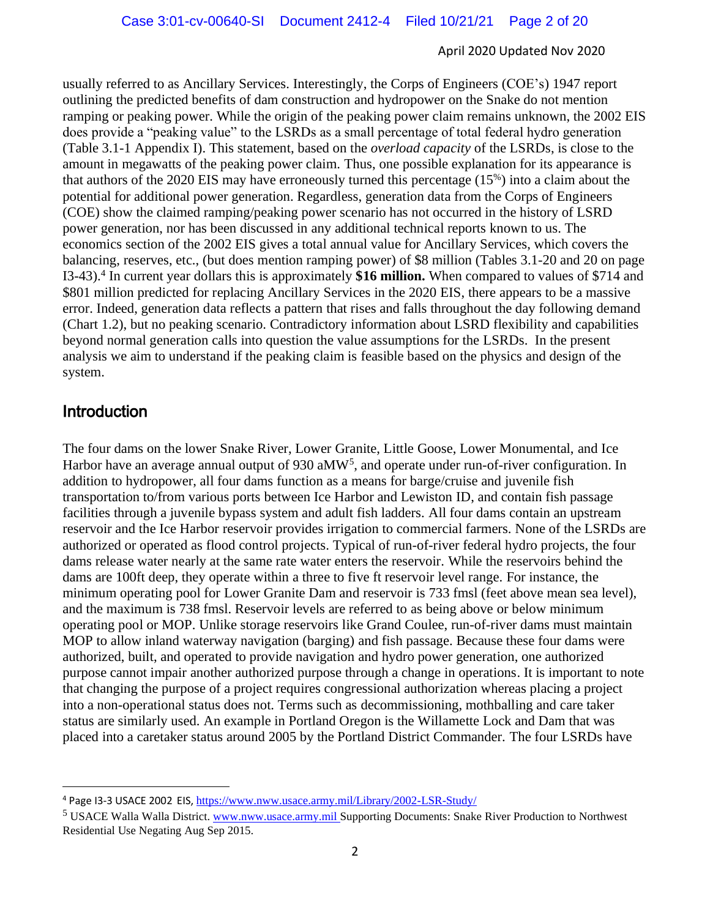usually referred to as Ancillary Services. Interestingly, the Corps of Engineers (COE's) 1947 report outlining the predicted benefits of dam construction and hydropower on the Snake do not mention ramping or peaking power. While the origin of the peaking power claim remains unknown, the 2002 EIS does provide a "peaking value" to the LSRDs as a small percentage of total federal hydro generation (Table 3.1-1 Appendix I). This statement, based on the *overload capacity* of the LSRDs, is close to the amount in megawatts of the peaking power claim. Thus, one possible explanation for its appearance is that authors of the 2020 EIS may have erroneously turned this percentage (15%) into a claim about the potential for additional power generation. Regardless, generation data from the Corps of Engineers (COE) show the claimed ramping/peaking power scenario has not occurred in the history of LSRD power generation, nor has been discussed in any additional technical reports known to us. The economics section of the 2002 EIS gives a total annual value for Ancillary Services, which covers the balancing, reserves, etc., (but does mention ramping power) of $8 million (Tables 3.1-20 and 20 on page I3-43).[4] In current year dollars this is approximately **$16 million.** When compared to values of $714 and $801 million predicted for replacing Ancillary Services in the 2020 EIS, there appears to be a massive error. Indeed, generation data reflects a pattern that rises and falls throughout the day following demand (Chart 1.2), but no peaking scenario. Contradictory information about LSRD flexibility and capabilities beyond normal generation calls into question the value assumptions for the LSRDs. In the present analysis we aim to understand if the peaking claim is feasible based on the physics and design of the system.

## Introduction

The four dams on the lower Snake River, Lower Granite, Little Goose, Lower Monumental, and Ice Harbor have an average annual output of 930 aMW[5], and operate under run-of-river configuration. In addition to hydropower, all four dams function as a means for barge/cruise and juvenile fish transportation to/from various ports between Ice Harbor and Lewiston ID, and contain fish passage facilities through a juvenile bypass system and adult fish ladders. All four dams contain an upstream reservoir and the Ice Harbor reservoir provides irrigation to commercial farmers. None of the LSRDs are authorized or operated as flood control projects. Typical of run-of-river federal hydro projects, the four dams release water nearly at the same rate water enters the reservoir. While the reservoirs behind the dams are 100ft deep, they operate within a three to five ft reservoir level range. For instance, the minimum operating pool for Lower Granite Dam and reservoir is 733 fmsl (feet above mean sea level), and the maximum is 738 fmsl. Reservoir levels are referred to as being above or below minimum operating pool or MOP. Unlike storage reservoirs like Grand Coulee, run-of-river dams must maintain MOP to allow inland waterway navigation (barging) and fish passage. Because these four dams were authorized, built, and operated to provide navigation and hydro power generation, one authorized purpose cannot impair another authorized purpose through a change in operations. It is important to note that changing the purpose of a project requires congressional authorization whereas placing a project into a non-operational status does not. Terms such as decommissioning, mothballing and care taker status are similarly used. An example in Portland Oregon is the Willamette Lock and Dam that was placed into a caretaker status around 2005 by the Portland District Commander. The four LSRDs have

---

[4] Page I3-3 USACE 2002 EIS, https://www.nww.usace.army.mil/Library/2002-LSR-Study/

[5] USACE Walla Walla District. www.nww.usace.army.mil Supporting Documents: Snake River Production to Northwest Residential Use Negating Aug Sep 2015.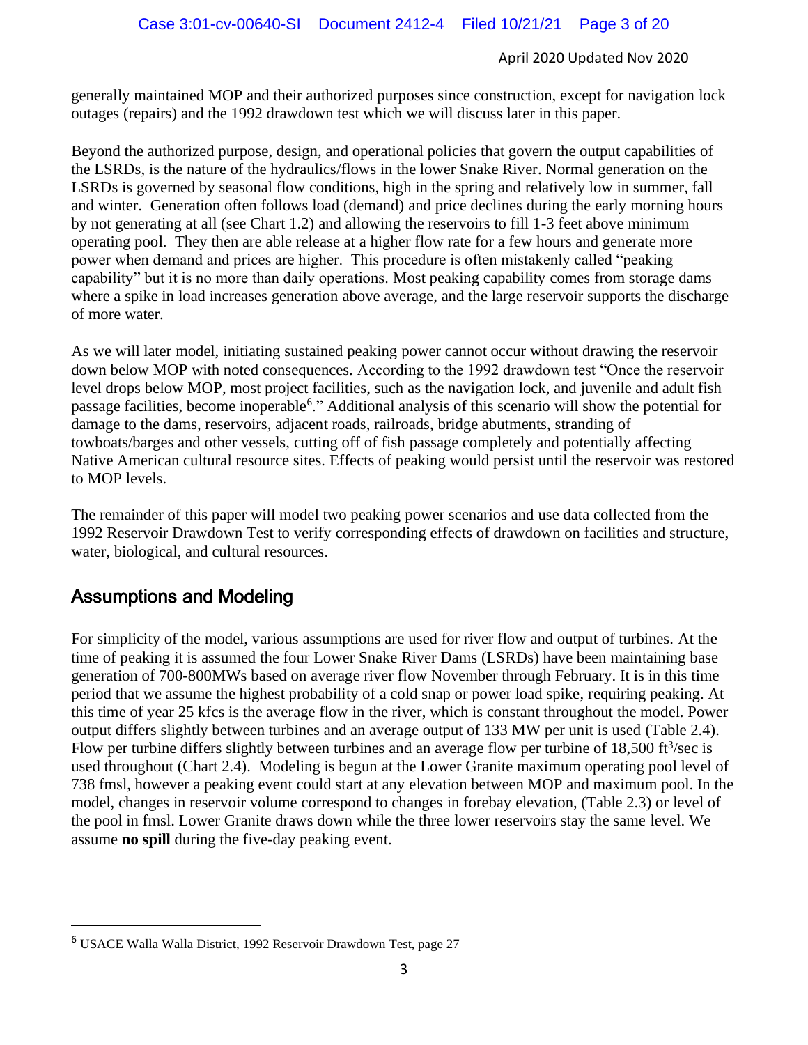generally maintained MOP and their authorized purposes since construction, except for navigation lock outages (repairs) and the 1992 drawdown test which we will discuss later in this paper.

Beyond the authorized purpose, design, and operational policies that govern the output capabilities of the LSRDs, is the nature of the hydraulics/flows in the lower Snake River. Normal generation on the LSRDs is governed by seasonal flow conditions, high in the spring and relatively low in summer, fall and winter. Generation often follows load (demand) and price declines during the early morning hours by not generating at all (see Chart 1.2) and allowing the reservoirs to fill 1-3 feet above minimum operating pool. They then are able release at a higher flow rate for a few hours and generate more power when demand and prices are higher. This procedure is often mistakenly called "peaking capability" but it is no more than daily operations. Most peaking capability comes from storage dams where a spike in load increases generation above average, and the large reservoir supports the discharge of more water.

As we will later model, initiating sustained peaking power cannot occur without drawing the reservoir down below MOP with noted consequences. According to the 1992 drawdown test "Once the reservoir level drops below MOP, most project facilities, such as the navigation lock, and juvenile and adult fish passage facilities, become inoperable[6]." Additional analysis of this scenario will show the potential for damage to the dams, reservoirs, adjacent roads, railroads, bridge abutments, stranding of towboats/barges and other vessels, cutting off of fish passage completely and potentially affecting Native American cultural resource sites. Effects of peaking would persist until the reservoir was restored to MOP levels.

The remainder of this paper will model two peaking power scenarios and use data collected from the 1992 Reservoir Drawdown Test to verify corresponding effects of drawdown on facilities and structure, water, biological, and cultural resources.

## Assumptions and Modeling

For simplicity of the model, various assumptions are used for river flow and output of turbines. At the time of peaking it is assumed the four Lower Snake River Dams (LSRDs) have been maintaining base generation of 700-800MWs based on average river flow November through February. It is in this time period that we assume the highest probability of a cold snap or power load spike, requiring peaking. At this time of year 25 kfcs is the average flow in the river, which is constant throughout the model. Power output differs slightly between turbines and an average output of 133 MW per unit is used (Table 2.4). Flow per turbine differs slightly between turbines and an average flow per turbine of 18,500 $ft^3$/sec is used throughout (Chart 2.4). Modeling is begun at the Lower Granite maximum operating pool level of 738 fmsl, however a peaking event could start at any elevation between MOP and maximum pool. In the model, changes in reservoir volume correspond to changes in forebay elevation, (Table 2.3) or level of the pool in fmsl. Lower Granite draws down while the three lower reservoirs stay the same level. We assume **no spill** during the five-day peaking event.

---

[6] USACE Walla Walla District, 1992 Reservoir Drawdown Test, page 27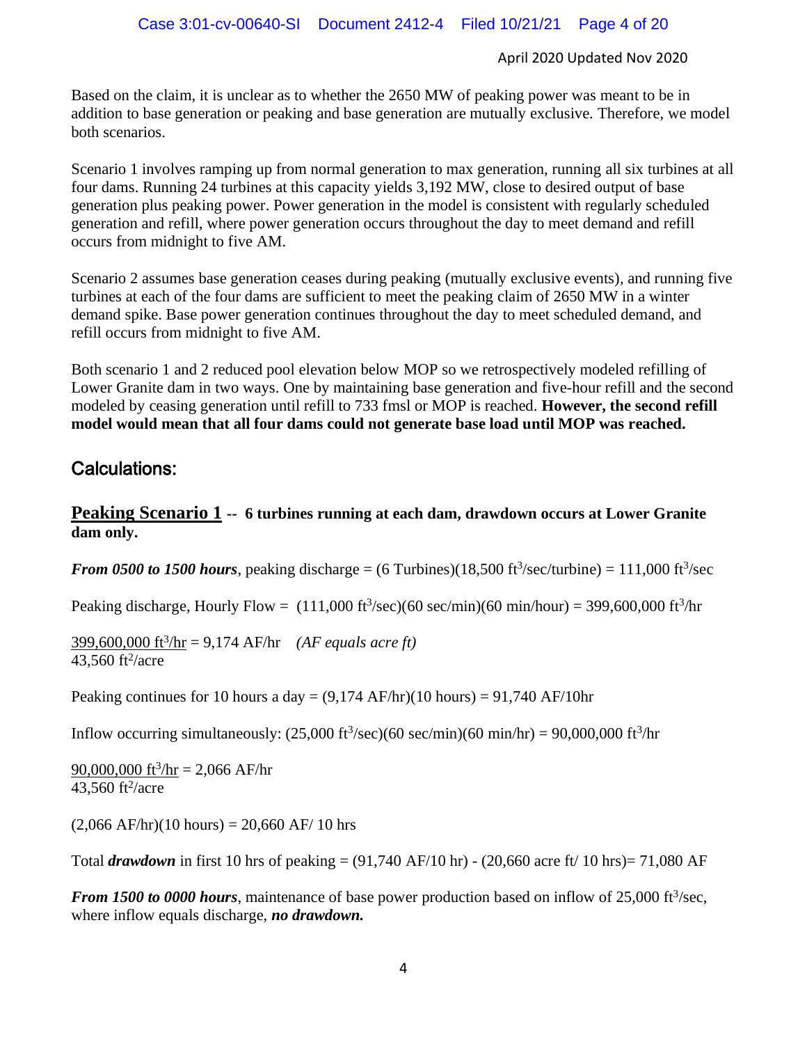April 2020 Updated Nov 2020

Based on the claim, it is unclear as to whether the 2650 MW of peaking power was meant to be in addition to base generation or peaking and base generation are mutually exclusive. Therefore, we model both scenarios.

Scenario 1 involves ramping up from normal generation to max generation, running all six turbines at all four dams. Running 24 turbines at this capacity yields 3,192 MW, close to desired output of base generation plus peaking power. Power generation in the model is consistent with regularly scheduled generation and refill, where power generation occurs throughout the day to meet demand and refill occurs from midnight to five AM.

Scenario 2 assumes base generation ceases during peaking (mutually exclusive events), and running five turbines at each of the four dams are sufficient to meet the peaking claim of 2650 MW in a winter demand spike. Base power generation continues throughout the day to meet scheduled demand, and refill occurs from midnight to five AM.

Both scenario 1 and 2 reduced pool elevation below MOP so we retrospectively modeled refilling of Lower Granite dam in two ways. One by maintaining base generation and five-hour refill and the second modeled by ceasing generation until refill to 733 fmsl or MOP is reached. **However, the second refill model would mean that all four dams could not generate base load until MOP was reached.**

## Calculations:

### <u>Peaking Scenario 1</u> -- 6 turbines running at each dam, drawdown occurs at Lower Granite dam only.

***From 0500 to 1500 hours***, peaking discharge = (6 Turbines)(18,500 $ft^3$/sec/turbine) = 111,000 $ft^3$/sec

Peaking discharge, Hourly Flow = (111,000 $ft^3$/sec)(60 sec/min)(60 min/hour) = 399,600,000 $ft^3$/hr

$$\frac{399{,}600{,}000 \text{ ft}^3/\text{hr}}{43{,}560 \text{ ft}^2/\text{acre}} = 9{,}174 \text{ AF/hr}$$ *(AF equals acre ft)*

Peaking continues for 10 hours a day = (9,174 AF/hr)(10 hours) = 91,740 AF/10hr

Inflow occurring simultaneously: (25,000 $ft^3$/sec)(60 sec/min)(60 min/hr) = 90,000,000 $ft^3$/hr

$$\frac{90{,}000{,}000 \text{ ft}^3/\text{hr}}{43{,}560 \text{ ft}^2/\text{acre}} = 2{,}066 \text{ AF/hr}$$

(2,066 AF/hr)(10 hours) = 20,660 AF/ 10 hrs

Total ***drawdown*** in first 10 hrs of peaking = (91,740 AF/10 hr) - (20,660 acre ft/ 10 hrs)= 71,080 AF

***From 1500 to 0000 hours***, maintenance of base power production based on inflow of 25,000 $ft^3$/sec, where inflow equals discharge, ***no drawdown.***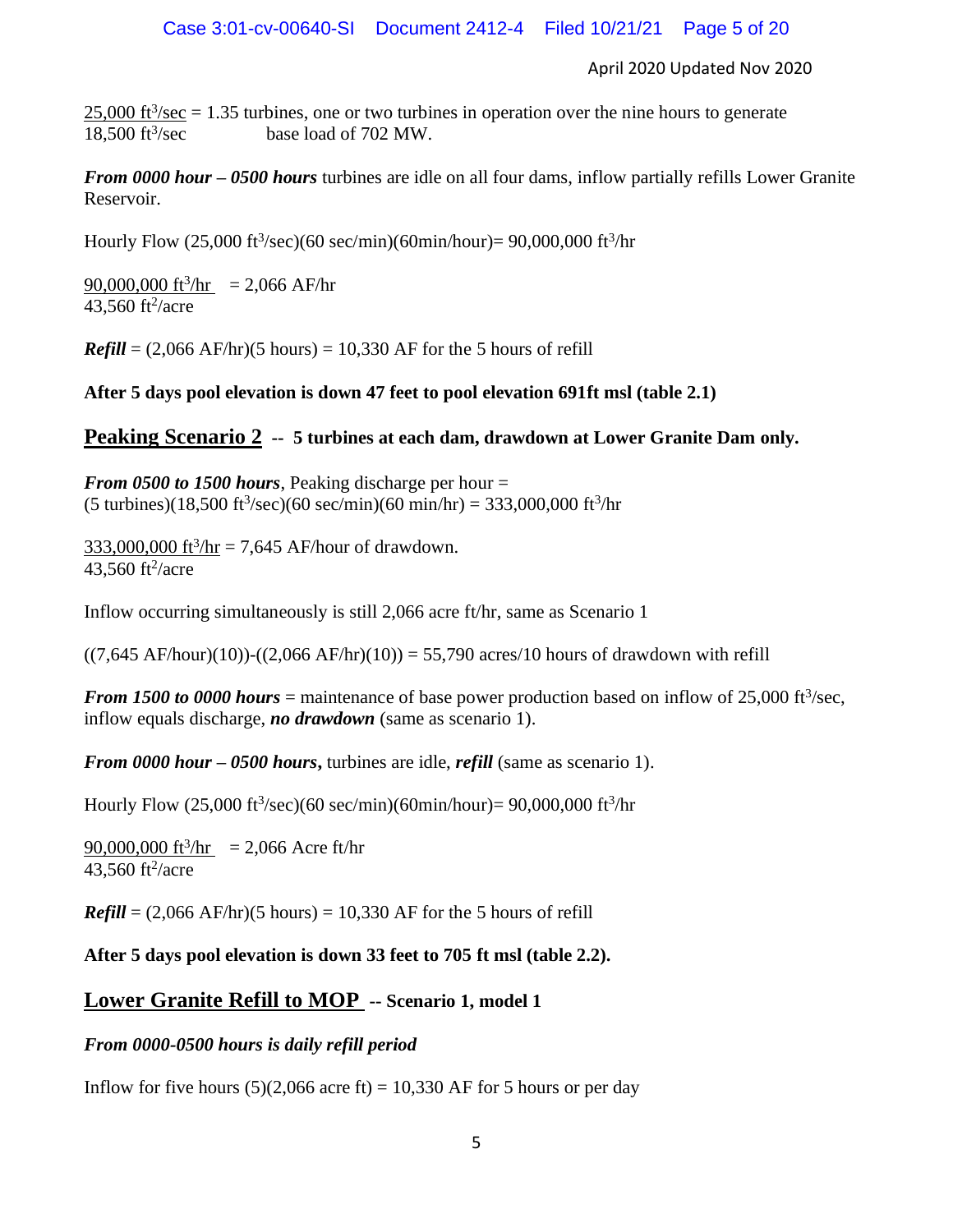April 2020 Updated Nov 2020

$\frac{25{,}000 \text{ ft}^3/\text{sec}}{18{,}500 \text{ ft}^3/\text{sec}}$ = 1.35 turbines, one or two turbines in operation over the nine hours to generate base load of 702 MW.

***From 0000 hour – 0500 hours*** turbines are idle on all four dams, inflow partially refills Lower Granite Reservoir.

Hourly Flow (25,000 $\text{ft}^3$/sec)(60 sec/min)(60min/hour)= 90,000,000 $\text{ft}^3$/hr

$\frac{90{,}000{,}000 \text{ ft}^3/\text{hr}}{43{,}560 \text{ ft}^2/\text{acre}}$ = 2,066 AF/hr

***Refill*** = (2,066 AF/hr)(5 hours) = 10,330 AF for the 5 hours of refill

**After 5 days pool elevation is down 47 feet to pool elevation 691ft msl (table 2.1)**

## Peaking Scenario 2 -- 5 turbines at each dam, drawdown at Lower Granite Dam only.

***From 0500 to 1500 hours***, Peaking discharge per hour = (5 turbines)(18,500 $\text{ft}^3$/sec)(60 sec/min)(60 min/hr) = 333,000,000 $\text{ft}^3$/hr

$\frac{333{,}000{,}000 \text{ ft}^3/\text{hr}}{43{,}560 \text{ ft}^2/\text{acre}}$ = 7,645 AF/hour of drawdown.

Inflow occurring simultaneously is still 2,066 acre ft/hr, same as Scenario 1

((7,645 AF/hour)(10))-((2,066 AF/hr)(10)) = 55,790 acres/10 hours of drawdown with refill

***From 1500 to 0000 hours*** = maintenance of base power production based on inflow of 25,000 $\text{ft}^3$/sec, inflow equals discharge, ***no drawdown*** (same as scenario 1).

***From 0000 hour – 0500 hours*****,** turbines are idle, ***refill*** (same as scenario 1).

Hourly Flow (25,000 $\text{ft}^3$/sec)(60 sec/min)(60min/hour)= 90,000,000 $\text{ft}^3$/hr

$\frac{90{,}000{,}000 \text{ ft}^3/\text{hr}}{43{,}560 \text{ ft}^2/\text{acre}}$ = 2,066 Acre ft/hr

***Refill*** = (2,066 AF/hr)(5 hours) = 10,330 AF for the 5 hours of refill

**After 5 days pool elevation is down 33 feet to 705 ft msl (table 2.2).**

## Lower Granite Refill to MOP -- Scenario 1, model 1

***From 0000-0500 hours is daily refill period***

Inflow for five hours (5)(2,066 acre ft) = 10,330 AF for 5 hours or per day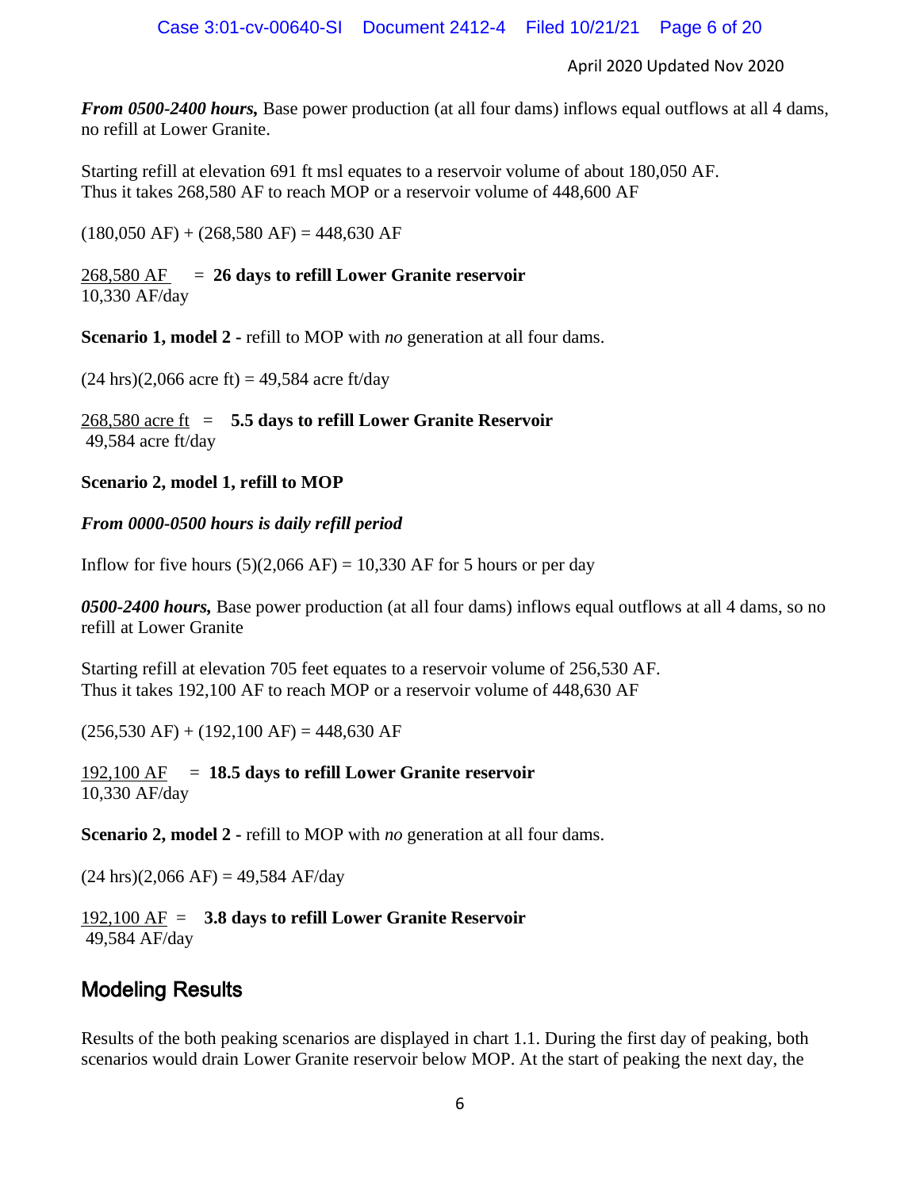***From 0500-2400 hours,*** Base power production (at all four dams) inflows equal outflows at all 4 dams, no refill at Lower Granite.

Starting refill at elevation 691 ft msl equates to a reservoir volume of about 180,050 AF.
Thus it takes 268,580 AF to reach MOP or a reservoir volume of 448,600 AF

(180,050 AF) + (268,580 AF) = 448,630 AF

$\frac{268{,}580 \text{ AF}}{10{,}330 \text{ AF/day}}$ = **26 days to refill Lower Granite reservoir**

**Scenario 1, model 2 -** refill to MOP with *no* generation at all four dams.

(24 hrs)(2,066 acre ft) = 49,584 acre ft/day

$\frac{268{,}580 \text{ acre ft}}{49{,}584 \text{ acre ft/day}}$ = **5.5 days to refill Lower Granite Reservoir**

**Scenario 2, model 1, refill to MOP**

***From 0000-0500 hours is daily refill period***

Inflow for five hours (5)(2,066 AF) = 10,330 AF for 5 hours or per day

***0500-2400 hours,*** Base power production (at all four dams) inflows equal outflows at all 4 dams, so no refill at Lower Granite

Starting refill at elevation 705 feet equates to a reservoir volume of 256,530 AF.
Thus it takes 192,100 AF to reach MOP or a reservoir volume of 448,630 AF

(256,530 AF) + (192,100 AF) = 448,630 AF

$\frac{192{,}100 \text{ AF}}{10{,}330 \text{ AF/day}}$ = **18.5 days to refill Lower Granite reservoir**

**Scenario 2, model 2 -** refill to MOP with *no* generation at all four dams.

(24 hrs)(2,066 AF) = 49,584 AF/day

$\frac{192{,}100 \text{ AF}}{49{,}584 \text{ AF/day}}$ = **3.8 days to refill Lower Granite Reservoir**

## Modeling Results

Results of the both peaking scenarios are displayed in chart 1.1. During the first day of peaking, both scenarios would drain Lower Granite reservoir below MOP. At the start of peaking the next day, the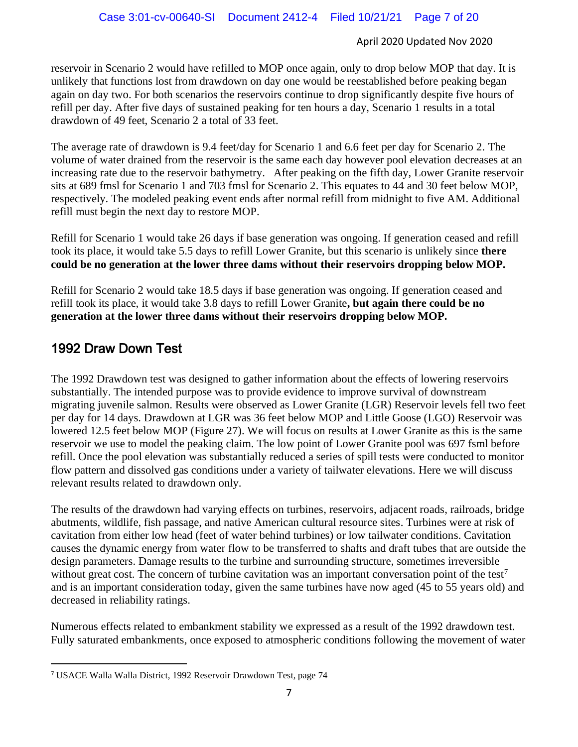reservoir in Scenario 2 would have refilled to MOP once again, only to drop below MOP that day. It is unlikely that functions lost from drawdown on day one would be reestablished before peaking began again on day two. For both scenarios the reservoirs continue to drop significantly despite five hours of refill per day. After five days of sustained peaking for ten hours a day, Scenario 1 results in a total drawdown of 49 feet, Scenario 2 a total of 33 feet.

The average rate of drawdown is 9.4 feet/day for Scenario 1 and 6.6 feet per day for Scenario 2. The volume of water drained from the reservoir is the same each day however pool elevation decreases at an increasing rate due to the reservoir bathymetry. After peaking on the fifth day, Lower Granite reservoir sits at 689 fmsl for Scenario 1 and 703 fmsl for Scenario 2. This equates to 44 and 30 feet below MOP, respectively. The modeled peaking event ends after normal refill from midnight to five AM. Additional refill must begin the next day to restore MOP.

Refill for Scenario 1 would take 26 days if base generation was ongoing. If generation ceased and refill took its place, it would take 5.5 days to refill Lower Granite, but this scenario is unlikely since **there could be no generation at the lower three dams without their reservoirs dropping below MOP.**

Refill for Scenario 2 would take 18.5 days if base generation was ongoing. If generation ceased and refill took its place, it would take 3.8 days to refill Lower Granite**, but again there could be no generation at the lower three dams without their reservoirs dropping below MOP.**

## 1992 Draw Down Test

The 1992 Drawdown test was designed to gather information about the effects of lowering reservoirs substantially. The intended purpose was to provide evidence to improve survival of downstream migrating juvenile salmon. Results were observed as Lower Granite (LGR) Reservoir levels fell two feet per day for 14 days. Drawdown at LGR was 36 feet below MOP and Little Goose (LGO) Reservoir was lowered 12.5 feet below MOP (Figure 27). We will focus on results at Lower Granite as this is the same reservoir we use to model the peaking claim. The low point of Lower Granite pool was 697 fsml before refill. Once the pool elevation was substantially reduced a series of spill tests were conducted to monitor flow pattern and dissolved gas conditions under a variety of tailwater elevations. Here we will discuss relevant results related to drawdown only.

The results of the drawdown had varying effects on turbines, reservoirs, adjacent roads, railroads, bridge abutments, wildlife, fish passage, and native American cultural resource sites. Turbines were at risk of cavitation from either low head (feet of water behind turbines) or low tailwater conditions. Cavitation causes the dynamic energy from water flow to be transferred to shafts and draft tubes that are outside the design parameters. Damage results to the turbine and surrounding structure, sometimes irreversible without great cost. The concern of turbine cavitation was an important conversation point of the test[7] and is an important consideration today, given the same turbines have now aged (45 to 55 years old) and decreased in reliability ratings.

Numerous effects related to embankment stability we expressed as a result of the 1992 drawdown test. Fully saturated embankments, once exposed to atmospheric conditions following the movement of water

---

[7] USACE Walla Walla District, 1992 Reservoir Drawdown Test, page 74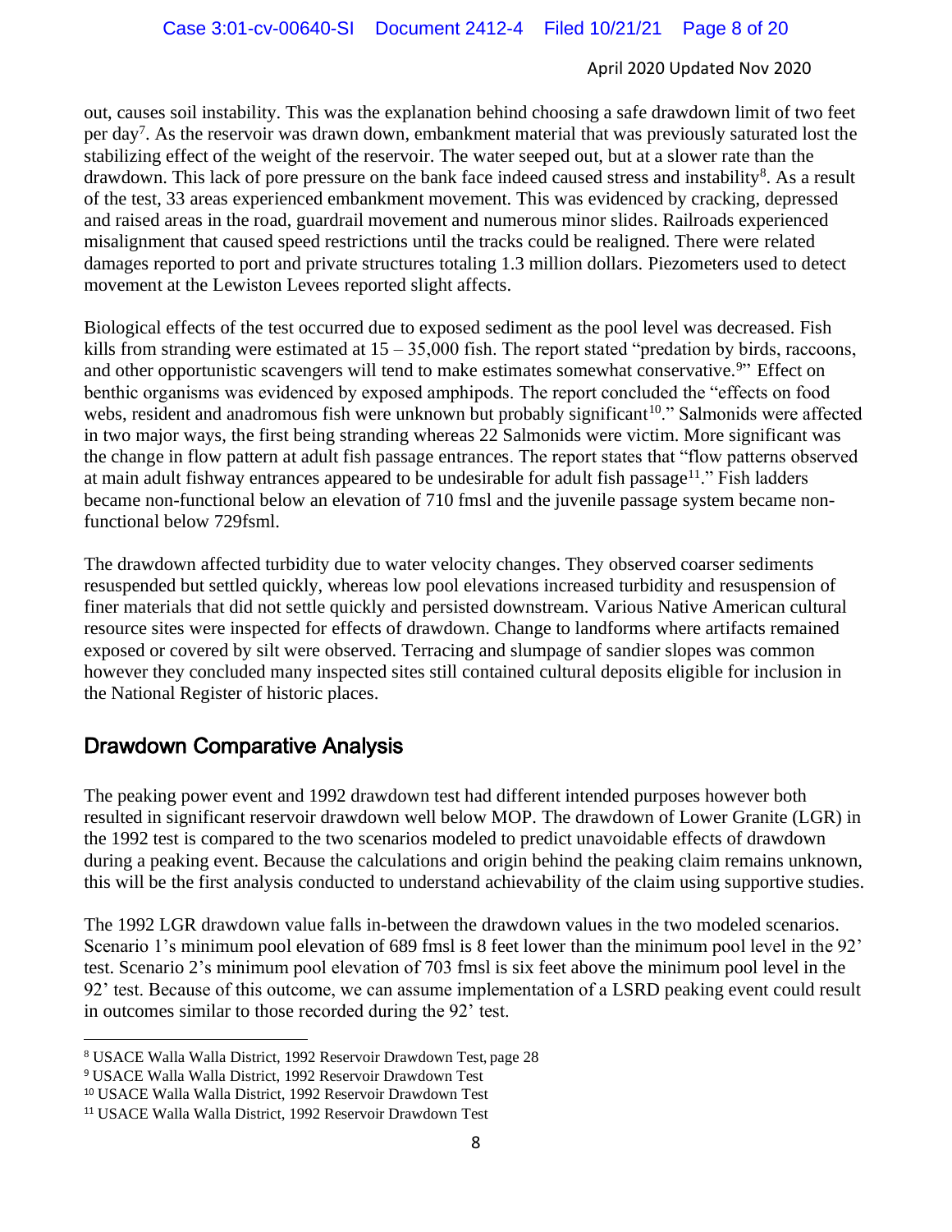out, causes soil instability. This was the explanation behind choosing a safe drawdown limit of two feet per day[7]. As the reservoir was drawn down, embankment material that was previously saturated lost the stabilizing effect of the weight of the reservoir. The water seeped out, but at a slower rate than the drawdown. This lack of pore pressure on the bank face indeed caused stress and instability[8]. As a result of the test, 33 areas experienced embankment movement. This was evidenced by cracking, depressed and raised areas in the road, guardrail movement and numerous minor slides. Railroads experienced misalignment that caused speed restrictions until the tracks could be realigned. There were related damages reported to port and private structures totaling 1.3 million dollars. Piezometers used to detect movement at the Lewiston Levees reported slight affects.

Biological effects of the test occurred due to exposed sediment as the pool level was decreased. Fish kills from stranding were estimated at 15 – 35,000 fish. The report stated "predation by birds, raccoons, and other opportunistic scavengers will tend to make estimates somewhat conservative.[9]" Effect on benthic organisms was evidenced by exposed amphipods. The report concluded the "effects on food webs, resident and anadromous fish were unknown but probably significant[10]." Salmonids were affected in two major ways, the first being stranding whereas 22 Salmonids were victim. More significant was the change in flow pattern at adult fish passage entrances. The report states that "flow patterns observed at main adult fishway entrances appeared to be undesirable for adult fish passage[11]." Fish ladders became non-functional below an elevation of 710 fmsl and the juvenile passage system became non-functional below 729fsml.

The drawdown affected turbidity due to water velocity changes. They observed coarser sediments resuspended but settled quickly, whereas low pool elevations increased turbidity and resuspension of finer materials that did not settle quickly and persisted downstream. Various Native American cultural resource sites were inspected for effects of drawdown. Change to landforms where artifacts remained exposed or covered by silt were observed. Terracing and slumpage of sandier slopes was common however they concluded many inspected sites still contained cultural deposits eligible for inclusion in the National Register of historic places.

## Drawdown Comparative Analysis

The peaking power event and 1992 drawdown test had different intended purposes however both resulted in significant reservoir drawdown well below MOP. The drawdown of Lower Granite (LGR) in the 1992 test is compared to the two scenarios modeled to predict unavoidable effects of drawdown during a peaking event. Because the calculations and origin behind the peaking claim remains unknown, this will be the first analysis conducted to understand achievability of the claim using supportive studies.

The 1992 LGR drawdown value falls in-between the drawdown values in the two modeled scenarios. Scenario 1's minimum pool elevation of 689 fmsl is 8 feet lower than the minimum pool level in the 92' test. Scenario 2's minimum pool elevation of 703 fmsl is six feet above the minimum pool level in the 92' test. Because of this outcome, we can assume implementation of a LSRD peaking event could result in outcomes similar to those recorded during the 92' test.

---

[8] USACE Walla Walla District, 1992 Reservoir Drawdown Test, page 28

[9] USACE Walla Walla District, 1992 Reservoir Drawdown Test

[10] USACE Walla Walla District, 1992 Reservoir Drawdown Test

[11] USACE Walla Walla District, 1992 Reservoir Drawdown Test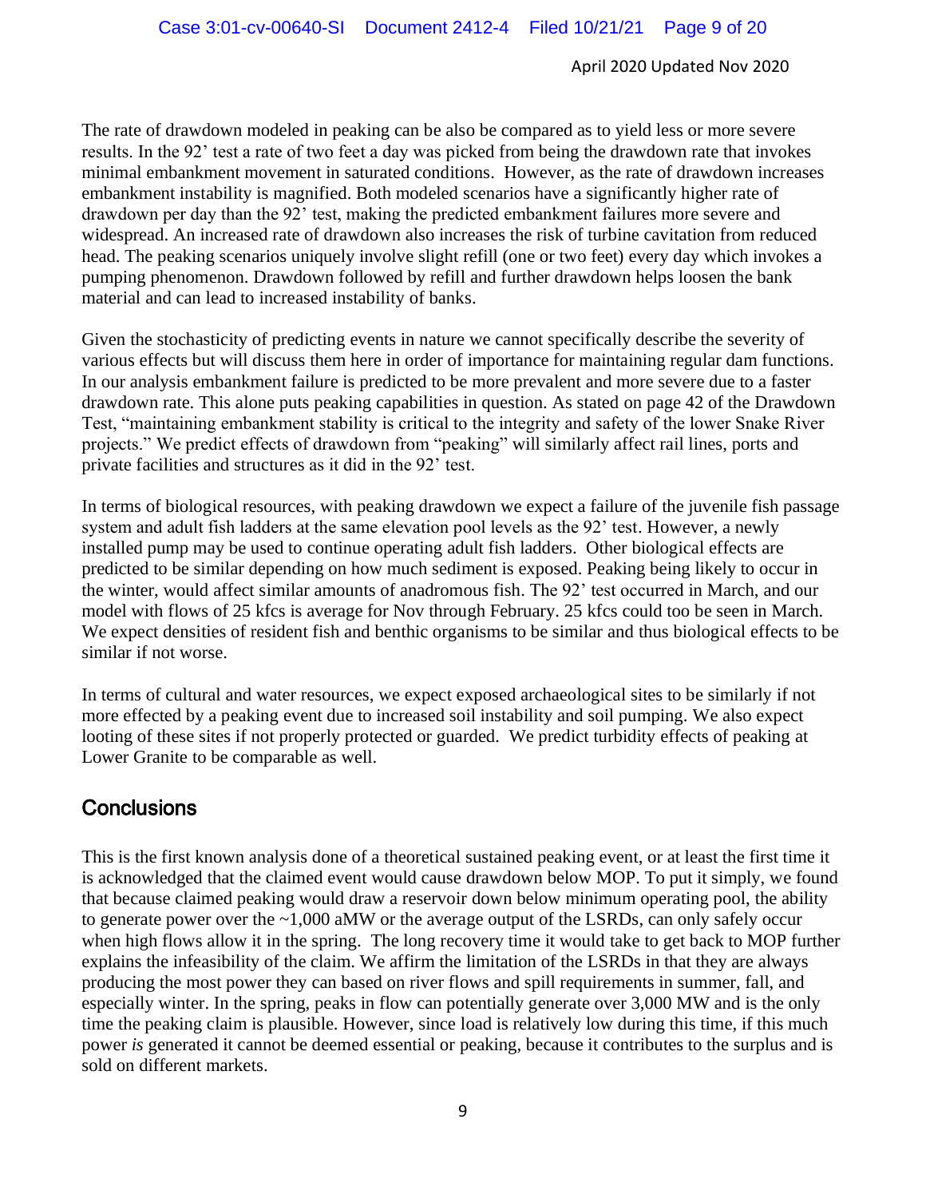April 2020 Updated Nov 2020

The rate of drawdown modeled in peaking can be also be compared as to yield less or more severe results. In the 92' test a rate of two feet a day was picked from being the drawdown rate that invokes minimal embankment movement in saturated conditions. However, as the rate of drawdown increases embankment instability is magnified. Both modeled scenarios have a significantly higher rate of drawdown per day than the 92' test, making the predicted embankment failures more severe and widespread. An increased rate of drawdown also increases the risk of turbine cavitation from reduced head. The peaking scenarios uniquely involve slight refill (one or two feet) every day which invokes a pumping phenomenon. Drawdown followed by refill and further drawdown helps loosen the bank material and can lead to increased instability of banks.

Given the stochasticity of predicting events in nature we cannot specifically describe the severity of various effects but will discuss them here in order of importance for maintaining regular dam functions. In our analysis embankment failure is predicted to be more prevalent and more severe due to a faster drawdown rate. This alone puts peaking capabilities in question. As stated on page 42 of the Drawdown Test, "maintaining embankment stability is critical to the integrity and safety of the lower Snake River projects." We predict effects of drawdown from "peaking" will similarly affect rail lines, ports and private facilities and structures as it did in the 92' test.

In terms of biological resources, with peaking drawdown we expect a failure of the juvenile fish passage system and adult fish ladders at the same elevation pool levels as the 92' test. However, a newly installed pump may be used to continue operating adult fish ladders. Other biological effects are predicted to be similar depending on how much sediment is exposed. Peaking being likely to occur in the winter, would affect similar amounts of anadromous fish. The 92' test occurred in March, and our model with flows of 25 kfcs is average for Nov through February. 25 kfcs could too be seen in March. We expect densities of resident fish and benthic organisms to be similar and thus biological effects to be similar if not worse.

In terms of cultural and water resources, we expect exposed archaeological sites to be similarly if not more effected by a peaking event due to increased soil instability and soil pumping. We also expect looting of these sites if not properly protected or guarded. We predict turbidity effects of peaking at Lower Granite to be comparable as well.

## Conclusions

This is the first known analysis done of a theoretical sustained peaking event, or at least the first time it is acknowledged that the claimed event would cause drawdown below MOP. To put it simply, we found that because claimed peaking would draw a reservoir down below minimum operating pool, the ability to generate power over the ~1,000 aMW or the average output of the LSRDs, can only safely occur when high flows allow it in the spring. The long recovery time it would take to get back to MOP further explains the infeasibility of the claim. We affirm the limitation of the LSRDs in that they are always producing the most power they can based on river flows and spill requirements in summer, fall, and especially winter. In the spring, peaks in flow can potentially generate over 3,000 MW and is the only time the peaking claim is plausible. However, since load is relatively low during this time, if this much power *is* generated it cannot be deemed essential or peaking, because it contributes to the surplus and is sold on different markets.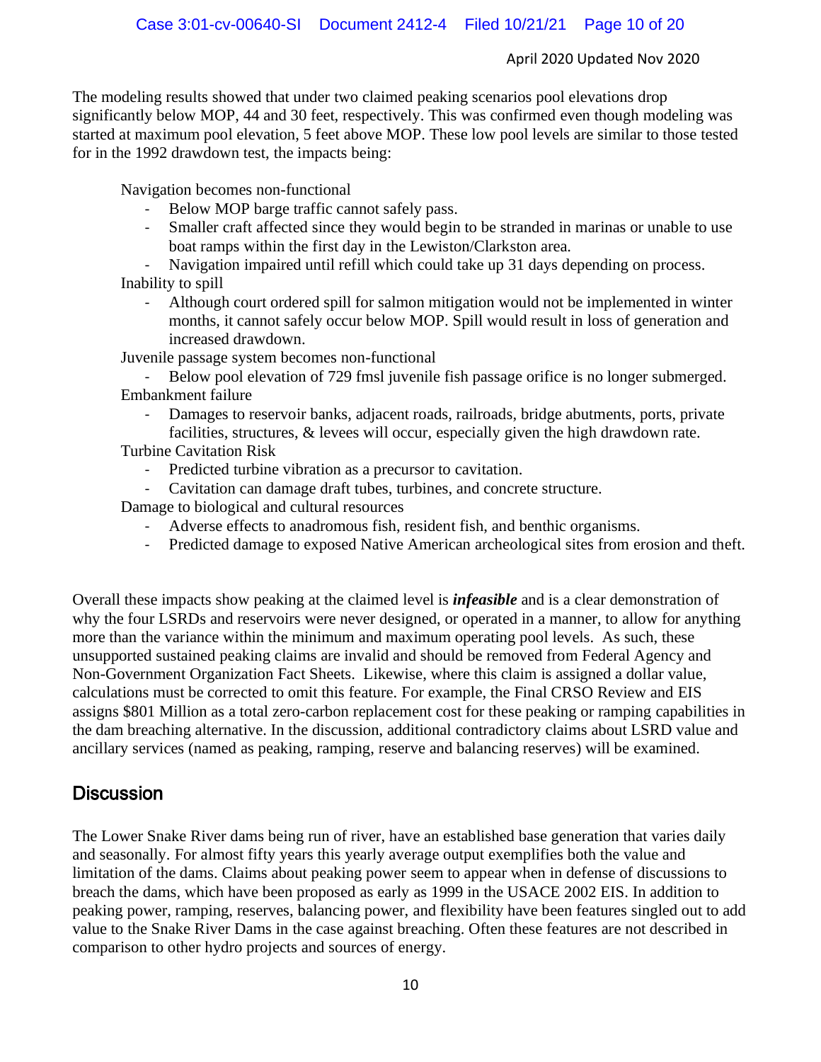The modeling results showed that under two claimed peaking scenarios pool elevations drop significantly below MOP, 44 and 30 feet, respectively. This was confirmed even though modeling was started at maximum pool elevation, 5 feet above MOP. These low pool levels are similar to those tested for in the 1992 drawdown test, the impacts being:

Navigation becomes non-functional

- Below MOP barge traffic cannot safely pass.
- Smaller craft affected since they would begin to be stranded in marinas or unable to use boat ramps within the first day in the Lewiston/Clarkston area.
- Navigation impaired until refill which could take up 31 days depending on process.

Inability to spill

- Although court ordered spill for salmon mitigation would not be implemented in winter months, it cannot safely occur below MOP. Spill would result in loss of generation and increased drawdown.

Juvenile passage system becomes non-functional

- Below pool elevation of 729 fmsl juvenile fish passage orifice is no longer submerged.

Embankment failure

- Damages to reservoir banks, adjacent roads, railroads, bridge abutments, ports, private facilities, structures, & levees will occur, especially given the high drawdown rate.

Turbine Cavitation Risk

- Predicted turbine vibration as a precursor to cavitation.
- Cavitation can damage draft tubes, turbines, and concrete structure.

Damage to biological and cultural resources

- Adverse effects to anadromous fish, resident fish, and benthic organisms.
- Predicted damage to exposed Native American archeological sites from erosion and theft.

Overall these impacts show peaking at the claimed level is ***infeasible*** and is a clear demonstration of why the four LSRDs and reservoirs were never designed, or operated in a manner, to allow for anything more than the variance within the minimum and maximum operating pool levels. As such, these unsupported sustained peaking claims are invalid and should be removed from Federal Agency and Non-Government Organization Fact Sheets. Likewise, where this claim is assigned a dollar value, calculations must be corrected to omit this feature. For example, the Final CRSO Review and EIS assigns $801 Million as a total zero-carbon replacement cost for these peaking or ramping capabilities in the dam breaching alternative. In the discussion, additional contradictory claims about LSRD value and ancillary services (named as peaking, ramping, reserve and balancing reserves) will be examined.

## Discussion

The Lower Snake River dams being run of river, have an established base generation that varies daily and seasonally. For almost fifty years this yearly average output exemplifies both the value and limitation of the dams. Claims about peaking power seem to appear when in defense of discussions to breach the dams, which have been proposed as early as 1999 in the USACE 2002 EIS. In addition to peaking power, ramping, reserves, balancing power, and flexibility have been features singled out to add value to the Snake River Dams in the case against breaching. Often these features are not described in comparison to other hydro projects and sources of energy.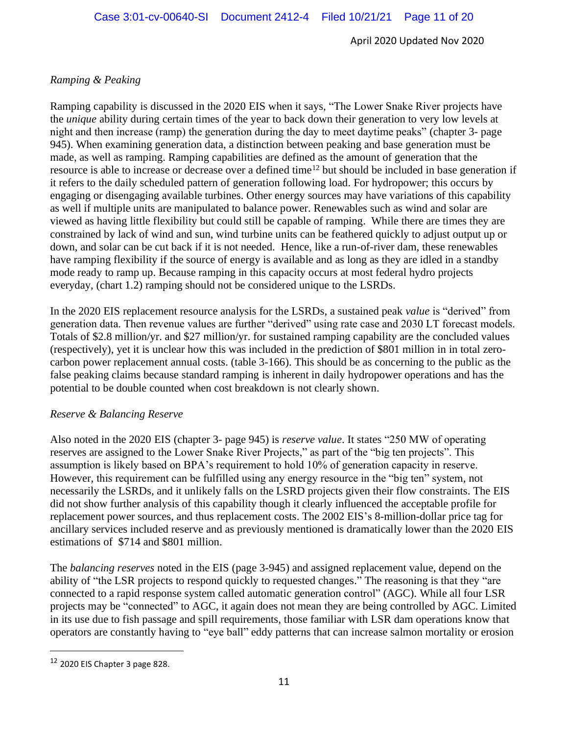*Ramping & Peaking*

Ramping capability is discussed in the 2020 EIS when it says, "The Lower Snake River projects have the *unique* ability during certain times of the year to back down their generation to very low levels at night and then increase (ramp) the generation during the day to meet daytime peaks" (chapter 3- page 945). When examining generation data, a distinction between peaking and base generation must be made, as well as ramping. Ramping capabilities are defined as the amount of generation that the resource is able to increase or decrease over a defined time[12] but should be included in base generation if it refers to the daily scheduled pattern of generation following load. For hydropower; this occurs by engaging or disengaging available turbines. Other energy sources may have variations of this capability as well if multiple units are manipulated to balance power. Renewables such as wind and solar are viewed as having little flexibility but could still be capable of ramping. While there are times they are constrained by lack of wind and sun, wind turbine units can be feathered quickly to adjust output up or down, and solar can be cut back if it is not needed. Hence, like a run-of-river dam, these renewables have ramping flexibility if the source of energy is available and as long as they are idled in a standby mode ready to ramp up. Because ramping in this capacity occurs at most federal hydro projects everyday, (chart 1.2) ramping should not be considered unique to the LSRDs.

In the 2020 EIS replacement resource analysis for the LSRDs, a sustained peak *value* is "derived" from generation data. Then revenue values are further "derived" using rate case and 2030 LT forecast models. Totals of $2.8 million/yr. and $27 million/yr. for sustained ramping capability are the concluded values (respectively), yet it is unclear how this was included in the prediction of $801 million in in total zero-carbon power replacement annual costs. (table 3-166). This should be as concerning to the public as the false peaking claims because standard ramping is inherent in daily hydropower operations and has the potential to be double counted when cost breakdown is not clearly shown.

*Reserve & Balancing Reserve*

Also noted in the 2020 EIS (chapter 3- page 945) is *reserve value*. It states "250 MW of operating reserves are assigned to the Lower Snake River Projects," as part of the "big ten projects". This assumption is likely based on BPA's requirement to hold 10% of generation capacity in reserve. However, this requirement can be fulfilled using any energy resource in the "big ten" system, not necessarily the LSRDs, and it unlikely falls on the LSRD projects given their flow constraints. The EIS did not show further analysis of this capability though it clearly influenced the acceptable profile for replacement power sources, and thus replacement costs. The 2002 EIS's 8-million-dollar price tag for ancillary services included reserve and as previously mentioned is dramatically lower than the 2020 EIS estimations of $714 and $801 million.

The *balancing reserves* noted in the EIS (page 3-945) and assigned replacement value, depend on the ability of "the LSR projects to respond quickly to requested changes." The reasoning is that they "are connected to a rapid response system called automatic generation control" (AGC). While all four LSR projects may be "connected" to AGC, it again does not mean they are being controlled by AGC. Limited in its use due to fish passage and spill requirements, those familiar with LSR dam operations know that operators are constantly having to "eye ball" eddy patterns that can increase salmon mortality or erosion

---

[12] 2020 EIS Chapter 3 page 828.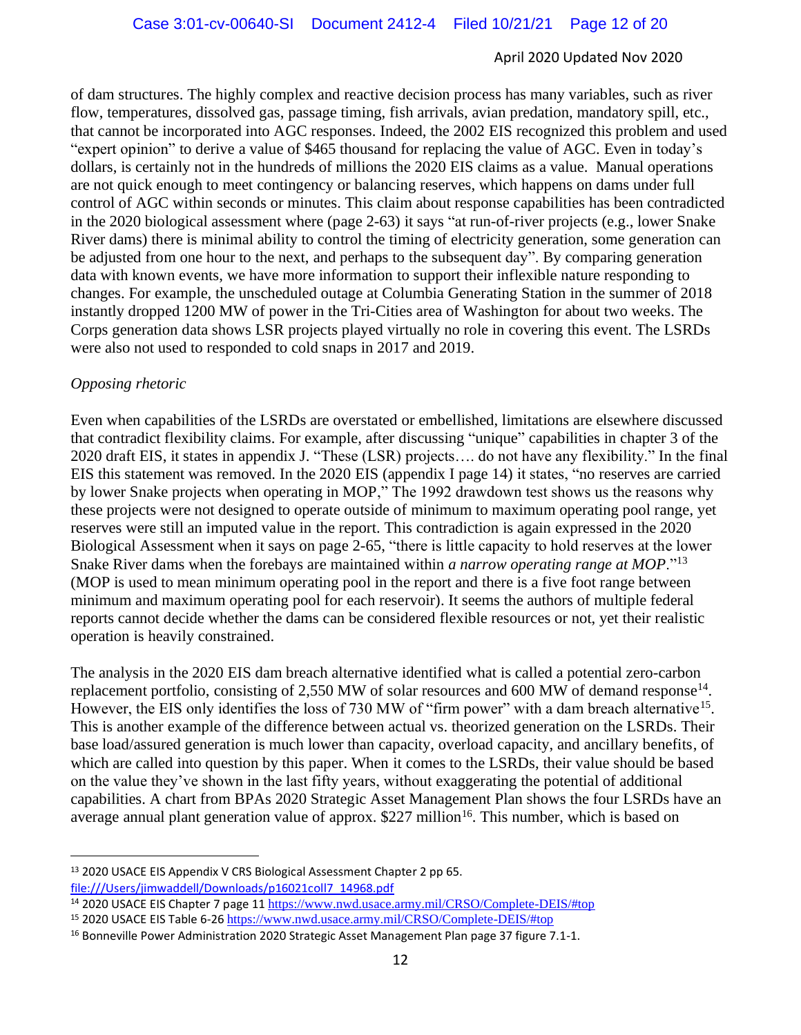of dam structures. The highly complex and reactive decision process has many variables, such as river flow, temperatures, dissolved gas, passage timing, fish arrivals, avian predation, mandatory spill, etc., that cannot be incorporated into AGC responses. Indeed, the 2002 EIS recognized this problem and used "expert opinion" to derive a value of $465 thousand for replacing the value of AGC. Even in today's dollars, is certainly not in the hundreds of millions the 2020 EIS claims as a value. Manual operations are not quick enough to meet contingency or balancing reserves, which happens on dams under full control of AGC within seconds or minutes. This claim about response capabilities has been contradicted in the 2020 biological assessment where (page 2-63) it says "at run-of-river projects (e.g., lower Snake River dams) there is minimal ability to control the timing of electricity generation, some generation can be adjusted from one hour to the next, and perhaps to the subsequent day". By comparing generation data with known events, we have more information to support their inflexible nature responding to changes. For example, the unscheduled outage at Columbia Generating Station in the summer of 2018 instantly dropped 1200 MW of power in the Tri-Cities area of Washington for about two weeks. The Corps generation data shows LSR projects played virtually no role in covering this event. The LSRDs were also not used to responded to cold snaps in 2017 and 2019.

*Opposing rhetoric*

Even when capabilities of the LSRDs are overstated or embellished, limitations are elsewhere discussed that contradict flexibility claims. For example, after discussing "unique" capabilities in chapter 3 of the 2020 draft EIS, it states in appendix J. "These (LSR) projects…. do not have any flexibility." In the final EIS this statement was removed. In the 2020 EIS (appendix I page 14) it states, "no reserves are carried by lower Snake projects when operating in MOP," The 1992 drawdown test shows us the reasons why these projects were not designed to operate outside of minimum to maximum operating pool range, yet reserves were still an imputed value in the report. This contradiction is again expressed in the 2020 Biological Assessment when it says on page 2-65, "there is little capacity to hold reserves at the lower Snake River dams when the forebays are maintained within *a narrow operating range at MOP*."[13] (MOP is used to mean minimum operating pool in the report and there is a five foot range between minimum and maximum operating pool for each reservoir). It seems the authors of multiple federal reports cannot decide whether the dams can be considered flexible resources or not, yet their realistic operation is heavily constrained.

The analysis in the 2020 EIS dam breach alternative identified what is called a potential zero-carbon replacement portfolio, consisting of 2,550 MW of solar resources and 600 MW of demand response[14]. However, the EIS only identifies the loss of 730 MW of "firm power" with a dam breach alternative[15]. This is another example of the difference between actual vs. theorized generation on the LSRDs. Their base load/assured generation is much lower than capacity, overload capacity, and ancillary benefits, of which are called into question by this paper. When it comes to the LSRDs, their value should be based on the value they've shown in the last fifty years, without exaggerating the potential of additional capabilities. A chart from BPAs 2020 Strategic Asset Management Plan shows the four LSRDs have an average annual plant generation value of approx. $227 million[16]. This number, which is based on

---

[13] 2020 USACE EIS Appendix V CRS Biological Assessment Chapter 2 pp 65. file:///Users/jimwaddell/Downloads/p16021coll7_14968.pdf

[14] 2020 USACE EIS Chapter 7 page 11 https://www.nwd.usace.army.mil/CRSO/Complete-DEIS/#top

[15] 2020 USACE EIS Table 6-26 https://www.nwd.usace.army.mil/CRSO/Complete-DEIS/#top

[16] Bonneville Power Administration 2020 Strategic Asset Management Plan page 37 figure 7.1-1.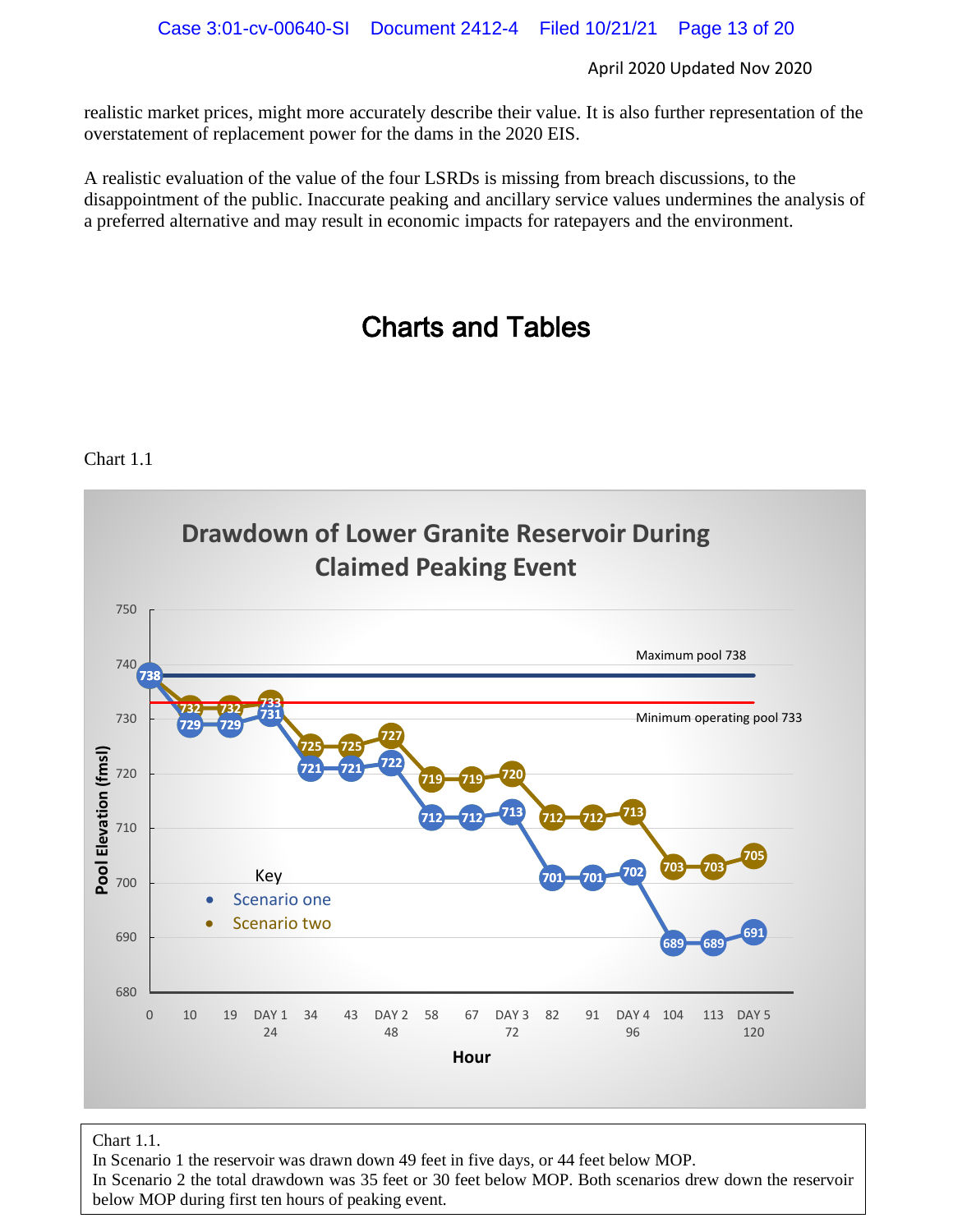realistic market prices, might more accurately describe their value. It is also further representation of the overstatement of replacement power for the dams in the 2020 EIS.

A realistic evaluation of the value of the four LSRDs is missing from breach discussions, to the disappointment of the public. Inaccurate peaking and ancillary service values undermines the analysis of a preferred alternative and may result in economic impacts for ratepayers and the environment.

# Charts and Tables

Chart 1.1

**Drawdown of Lower Granite Reservoir During Claimed Peaking Event**

Pool Elevation (fmsl) by Hour. Reference lines: Maximum pool 738; Minimum operating pool 733.

| Hour | Scenario one | Scenario two |
|---|---|---|
| 0 | 738 | 738 |
| 10 | 729 | 732 |
| 19 | 729 | 732 |
| DAY 1 (24) | 731 | 733 |
| 34 | 721 | 725 |
| 43 | 721 | 725 |
| DAY 2 (48) | 722 | 727 |
| 58 | 712 | 719 |
| 67 | 712 | 719 |
| DAY 3 (72) | 713 | 720 |
| 82 | 701 | 712 |
| 91 | 701 | 712 |
| DAY 4 (96) | 702 | 713 |
| 104 | 689 | 703 |
| 113 | 689 | 703 |
| DAY 5 (120) | 691 | 705 |

Chart 1.1.
In Scenario 1 the reservoir was drawn down 49 feet in five days, or 44 feet below MOP.
In Scenario 2 the total drawdown was 35 feet or 30 feet below MOP. Both scenarios drew down the reservoir below MOP during first ten hours of peaking event.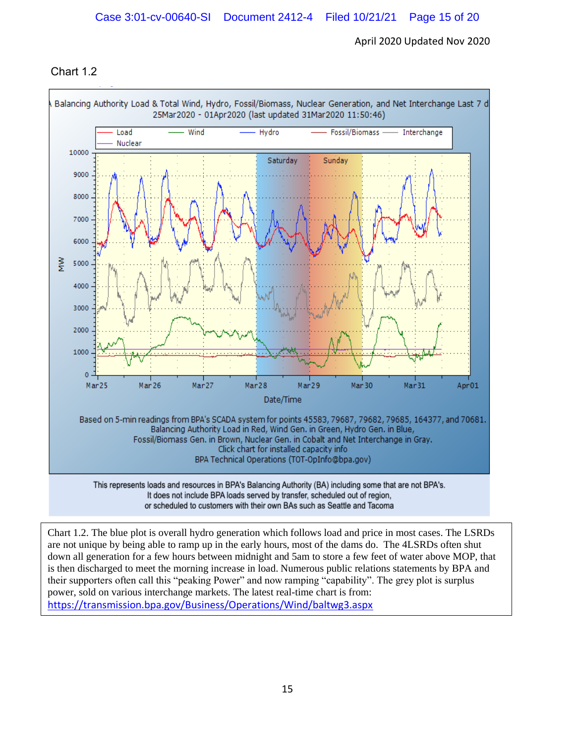April 2020 Updated Nov 2020

Chart 1.2

Balancing Authority Load & Total Wind, Hydro, Fossil/Biomass, Nuclear Generation, and Net Interchange Last 7 d
25Mar2020 - 01Apr2020 (last updated 31Mar2020 11:50:46)

Based on 5-min readings from BPA's SCADA system for points 45583, 79687, 79682, 79685, 164377, and 70681.
Balancing Authority Load in Red, Wind Gen. in Green, Hydro Gen. in Blue,
Fossil/Biomass Gen. in Brown, Nuclear Gen. in Cobalt and Net Interchange in Gray.
Click chart for installed capacity info
BPA Technical Operations (TOT-OpInfo@bpa.gov)

This represents loads and resources in BPA's Balancing Authority (BA) including some that are not BPA's.
It does not include BPA loads served by transfer, scheduled out of region,
or scheduled to customers with their own BAs such as Seattle and Tacoma

Chart 1.2. The blue plot is overall hydro generation which follows load and price in most cases. The LSRDs are not unique by being able to ramp up in the early hours, most of the dams do. The 4LSRDs often shut down all generation for a few hours between midnight and 5am to store a few feet of water above MOP, that is then discharged to meet the morning increase in load. Numerous public relations statements by BPA and their supporters often call this "peaking Power" and now ramping "capability". The grey plot is surplus power, sold on various interchange markets. The latest real-time chart is from: https://transmission.bpa.gov/Business/Operations/Wind/baltwg3.aspx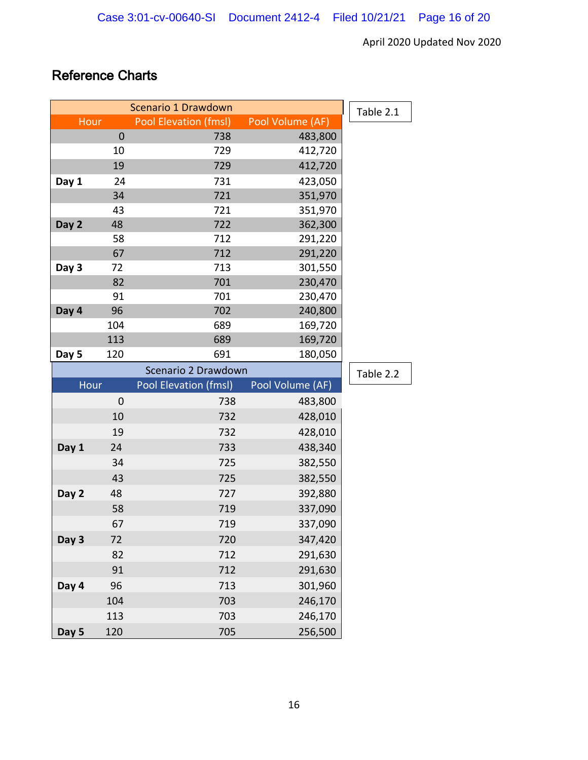April 2020 Updated Nov 2020

## Reference Charts

Table 2.1

| Scenario 1 Drawdown | | | |
|---|---|---|---|
| | Hour | Pool Elevation (fmsl) | Pool Volume (AF) |
| | 0 | 738 | 483,800 |
| | 10 | 729 | 412,720 |
| | 19 | 729 | 412,720 |
| **Day 1** | 24 | 731 | 423,050 |
| | 34 | 721 | 351,970 |
| | 43 | 721 | 351,970 |
| **Day 2** | 48 | 722 | 362,300 |
| | 58 | 712 | 291,220 |
| | 67 | 712 | 291,220 |
| **Day 3** | 72 | 713 | 301,550 |
| | 82 | 701 | 230,470 |
| | 91 | 701 | 230,470 |
| **Day 4** | 96 | 702 | 240,800 |
| | 104 | 689 | 169,720 |
| | 113 | 689 | 169,720 |
| **Day 5** | 120 | 691 | 180,050 |

Table 2.2

| Scenario 2 Drawdown | | | |
|---|---|---|---|
| | Hour | Pool Elevation (fmsl) | Pool Volume (AF) |
| | 0 | 738 | 483,800 |
| | 10 | 732 | 428,010 |
| | 19 | 732 | 428,010 |
| **Day 1** | 24 | 733 | 438,340 |
| | 34 | 725 | 382,550 |
| | 43 | 725 | 382,550 |
| **Day 2** | 48 | 727 | 392,880 |
| | 58 | 719 | 337,090 |
| | 67 | 719 | 337,090 |
| **Day 3** | 72 | 720 | 347,420 |
| | 82 | 712 | 291,630 |
| | 91 | 712 | 291,630 |
| **Day 4** | 96 | 713 | 301,960 |
| | 104 | 703 | 246,170 |
| | 113 | 703 | 246,170 |
| **Day 5** | 120 | 705 | 256,500 |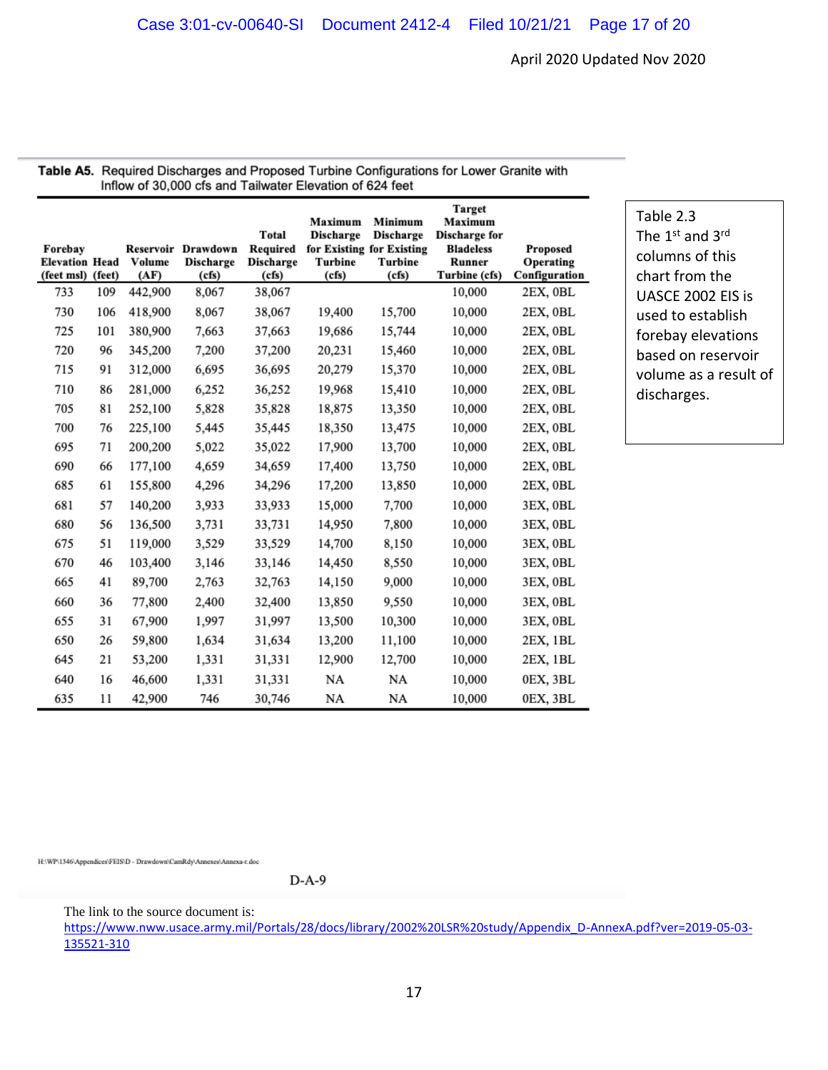April 2020 Updated Nov 2020

**Table A5.** Required Discharges and Proposed Turbine Configurations for Lower Granite with Inflow of 30,000 cfs and Tailwater Elevation of 624 feet

| Forebay Elevation (feet msl) | Head (feet) | Reservoir Volume (AF) | Drawdown Discharge (cfs) | Total Required Discharge (cfs) | Maximum Discharge for Existing Turbine (cfs) | Minimum Discharge for Existing Turbine (cfs) | Target Maximum Discharge for Bladeless Runner Turbine (cfs) | Proposed Operating Configuration |
|---|---|---|---|---|---|---|---|---|
| 733 | 109 | 442,900 | 8,067 | 38,067 | | | 10,000 | 2EX, 0BL |
| 730 | 106 | 418,900 | 8,067 | 38,067 | 19,400 | 15,700 | 10,000 | 2EX, 0BL |
| 725 | 101 | 380,900 | 7,663 | 37,663 | 19,686 | 15,744 | 10,000 | 2EX, 0BL |
| 720 | 96 | 345,200 | 7,200 | 37,200 | 20,231 | 15,460 | 10,000 | 2EX, 0BL |
| 715 | 91 | 312,000 | 6,695 | 36,695 | 20,279 | 15,370 | 10,000 | 2EX, 0BL |
| 710 | 86 | 281,000 | 6,252 | 36,252 | 19,968 | 15,410 | 10,000 | 2EX, 0BL |
| 705 | 81 | 252,100 | 5,828 | 35,828 | 18,875 | 13,350 | 10,000 | 2EX, 0BL |
| 700 | 76 | 225,100 | 5,445 | 35,445 | 18,350 | 13,475 | 10,000 | 2EX, 0BL |
| 695 | 71 | 200,200 | 5,022 | 35,022 | 17,900 | 13,700 | 10,000 | 2EX, 0BL |
| 690 | 66 | 177,100 | 4,659 | 34,659 | 17,400 | 13,750 | 10,000 | 2EX, 0BL |
| 685 | 61 | 155,800 | 4,296 | 34,296 | 17,200 | 13,850 | 10,000 | 2EX, 0BL |
| 681 | 57 | 140,200 | 3,933 | 33,933 | 15,000 | 7,700 | 10,000 | 3EX, 0BL |
| 680 | 56 | 136,500 | 3,731 | 33,731 | 14,950 | 7,800 | 10,000 | 3EX, 0BL |
| 675 | 51 | 119,000 | 3,529 | 33,529 | 14,700 | 8,150 | 10,000 | 3EX, 0BL |
| 670 | 46 | 103,400 | 3,146 | 33,146 | 14,450 | 8,550 | 10,000 | 3EX, 0BL |
| 665 | 41 | 89,700 | 2,763 | 32,763 | 14,150 | 9,000 | 10,000 | 3EX, 0BL |
| 660 | 36 | 77,800 | 2,400 | 32,400 | 13,850 | 9,550 | 10,000 | 3EX, 0BL |
| 655 | 31 | 67,900 | 1,997 | 31,997 | 13,500 | 10,300 | 10,000 | 3EX, 0BL |
| 650 | 26 | 59,800 | 1,634 | 31,634 | 13,200 | 11,100 | 10,000 | 2EX, 1BL |
| 645 | 21 | 53,200 | 1,331 | 31,331 | 12,900 | 12,700 | 10,000 | 2EX, 1BL |
| 640 | 16 | 46,600 | 1,331 | 31,331 | NA | NA | 10,000 | 0EX, 3BL |
| 635 | 11 | 42,900 | 746 | 30,746 | NA | NA | 10,000 | 0EX, 3BL |

Table 2.3
The 1st and 3rd columns of this chart from the UASCE 2002 EIS is used to establish forebay elevations based on reservoir volume as a result of discharges.

H:\WP\1346\Appendices\FEIS\D - Drawdown\CamRdy\Annexes\Annexa-r.doc

D-A-9

The link to the source document is:
https://www.nww.usace.army.mil/Portals/28/docs/library/2002%20LSR%20study/Appendix_D-AnnexA.pdf?ver=2019-05-03-135521-310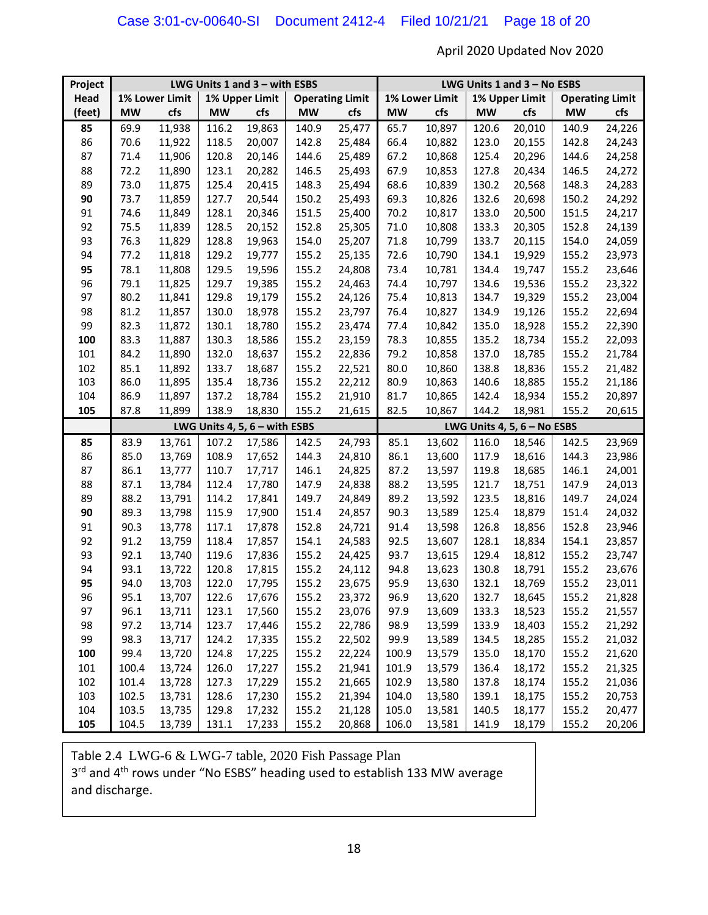April 2020 Updated Nov 2020

| Project | LWG Units 1 and 3 – with ESBS | | | | | | LWG Units 1 and 3 – No ESBS | | | | | |
|---|---|---|---|---|---|---|---|---|---|---|---|---|
| Head | 1% Lower Limit | | 1% Upper Limit | | Operating Limit | | 1% Lower Limit | | 1% Upper Limit | | Operating Limit | |
| (feet) | MW | cfs | MW | cfs | MW | cfs | MW | cfs | MW | cfs | MW | cfs |
| **85** | 69.9 | 11,938 | 116.2 | 19,863 | 140.9 | 25,477 | 65.7 | 10,897 | 120.6 | 20,010 | 140.9 | 24,226 |
| 86 | 70.6 | 11,922 | 118.5 | 20,007 | 142.8 | 25,484 | 66.4 | 10,882 | 123.0 | 20,155 | 142.8 | 24,243 |
| 87 | 71.4 | 11,906 | 120.8 | 20,146 | 144.6 | 25,489 | 67.2 | 10,868 | 125.4 | 20,296 | 144.6 | 24,258 |
| 88 | 72.2 | 11,890 | 123.1 | 20,282 | 146.5 | 25,493 | 67.9 | 10,853 | 127.8 | 20,434 | 146.5 | 24,272 |
| 89 | 73.0 | 11,875 | 125.4 | 20,415 | 148.3 | 25,494 | 68.6 | 10,839 | 130.2 | 20,568 | 148.3 | 24,283 |
| **90** | 73.7 | 11,859 | 127.7 | 20,544 | 150.2 | 25,493 | 69.3 | 10,826 | 132.6 | 20,698 | 150.2 | 24,292 |
| 91 | 74.6 | 11,849 | 128.1 | 20,346 | 151.5 | 25,400 | 70.2 | 10,817 | 133.0 | 20,500 | 151.5 | 24,217 |
| 92 | 75.5 | 11,839 | 128.5 | 20,152 | 152.8 | 25,305 | 71.0 | 10,808 | 133.3 | 20,305 | 152.8 | 24,139 |
| 93 | 76.3 | 11,829 | 128.8 | 19,963 | 154.0 | 25,207 | 71.8 | 10,799 | 133.7 | 20,115 | 154.0 | 24,059 |
| 94 | 77.2 | 11,818 | 129.2 | 19,777 | 155.2 | 25,135 | 72.6 | 10,790 | 134.1 | 19,929 | 155.2 | 23,973 |
| **95** | 78.1 | 11,808 | 129.5 | 19,596 | 155.2 | 24,808 | 73.4 | 10,781 | 134.4 | 19,747 | 155.2 | 23,646 |
| 96 | 79.1 | 11,825 | 129.7 | 19,385 | 155.2 | 24,463 | 74.4 | 10,797 | 134.6 | 19,536 | 155.2 | 23,322 |
| 97 | 80.2 | 11,841 | 129.8 | 19,179 | 155.2 | 24,126 | 75.4 | 10,813 | 134.7 | 19,329 | 155.2 | 23,004 |
| 98 | 81.2 | 11,857 | 130.0 | 18,978 | 155.2 | 23,797 | 76.4 | 10,827 | 134.9 | 19,126 | 155.2 | 22,694 |
| 99 | 82.3 | 11,872 | 130.1 | 18,780 | 155.2 | 23,474 | 77.4 | 10,842 | 135.0 | 18,928 | 155.2 | 22,390 |
| **100** | 83.3 | 11,887 | 130.3 | 18,586 | 155.2 | 23,159 | 78.3 | 10,855 | 135.2 | 18,734 | 155.2 | 22,093 |
| 101 | 84.2 | 11,890 | 132.0 | 18,637 | 155.2 | 22,836 | 79.2 | 10,858 | 137.0 | 18,785 | 155.2 | 21,784 |
| 102 | 85.1 | 11,892 | 133.7 | 18,687 | 155.2 | 22,521 | 80.0 | 10,860 | 138.8 | 18,836 | 155.2 | 21,482 |
| 103 | 86.0 | 11,895 | 135.4 | 18,736 | 155.2 | 22,212 | 80.9 | 10,863 | 140.6 | 18,885 | 155.2 | 21,186 |
| 104 | 86.9 | 11,897 | 137.2 | 18,784 | 155.2 | 21,910 | 81.7 | 10,865 | 142.4 | 18,934 | 155.2 | 20,897 |
| **105** | 87.8 | 11,899 | 138.9 | 18,830 | 155.2 | 21,615 | 82.5 | 10,867 | 144.2 | 18,981 | 155.2 | 20,615 |
| | **LWG Units 4, 5, 6 – with ESBS** | | | | | | **LWG Units 4, 5, 6 – No ESBS** | | | | | |
| **85** | 83.9 | 13,761 | 107.2 | 17,586 | 142.5 | 24,793 | 85.1 | 13,602 | 116.0 | 18,546 | 142.5 | 23,969 |
| 86 | 85.0 | 13,769 | 108.9 | 17,652 | 144.3 | 24,810 | 86.1 | 13,600 | 117.9 | 18,616 | 144.3 | 23,986 |
| 87 | 86.1 | 13,777 | 110.7 | 17,717 | 146.1 | 24,825 | 87.2 | 13,597 | 119.8 | 18,685 | 146.1 | 24,001 |
| 88 | 87.1 | 13,784 | 112.4 | 17,780 | 147.9 | 24,838 | 88.2 | 13,595 | 121.7 | 18,751 | 147.9 | 24,013 |
| 89 | 88.2 | 13,791 | 114.2 | 17,841 | 149.7 | 24,849 | 89.2 | 13,592 | 123.5 | 18,816 | 149.7 | 24,024 |
| **90** | 89.3 | 13,798 | 115.9 | 17,900 | 151.4 | 24,857 | 90.3 | 13,589 | 125.4 | 18,879 | 151.4 | 24,032 |
| 91 | 90.3 | 13,778 | 117.1 | 17,878 | 152.8 | 24,721 | 91.4 | 13,598 | 126.8 | 18,856 | 152.8 | 23,946 |
| 92 | 91.2 | 13,759 | 118.4 | 17,857 | 154.1 | 24,583 | 92.5 | 13,607 | 128.1 | 18,834 | 154.1 | 23,857 |
| 93 | 92.1 | 13,740 | 119.6 | 17,836 | 155.2 | 24,425 | 93.7 | 13,615 | 129.4 | 18,812 | 155.2 | 23,747 |
| 94 | 93.1 | 13,722 | 120.8 | 17,815 | 155.2 | 24,112 | 94.8 | 13,623 | 130.8 | 18,791 | 155.2 | 23,676 |
| **95** | 94.0 | 13,703 | 122.0 | 17,795 | 155.2 | 23,675 | 95.9 | 13,630 | 132.1 | 18,769 | 155.2 | 23,011 |
| 96 | 95.1 | 13,707 | 122.6 | 17,676 | 155.2 | 23,372 | 96.9 | 13,620 | 132.7 | 18,645 | 155.2 | 21,828 |
| 97 | 96.1 | 13,711 | 123.1 | 17,560 | 155.2 | 23,076 | 97.9 | 13,609 | 133.3 | 18,523 | 155.2 | 21,557 |
| 98 | 97.2 | 13,714 | 123.7 | 17,446 | 155.2 | 22,786 | 98.9 | 13,599 | 133.9 | 18,403 | 155.2 | 21,292 |
| 99 | 98.3 | 13,717 | 124.2 | 17,335 | 155.2 | 22,502 | 99.9 | 13,589 | 134.5 | 18,285 | 155.2 | 21,032 |
| **100** | 99.4 | 13,720 | 124.8 | 17,225 | 155.2 | 22,224 | 100.9 | 13,579 | 135.0 | 18,170 | 155.2 | 21,620 |
| 101 | 100.4 | 13,724 | 126.0 | 17,227 | 155.2 | 21,941 | 101.9 | 13,579 | 136.4 | 18,172 | 155.2 | 21,325 |
| 102 | 101.4 | 13,728 | 127.3 | 17,229 | 155.2 | 21,665 | 102.9 | 13,580 | 137.8 | 18,174 | 155.2 | 21,036 |
| 103 | 102.5 | 13,731 | 128.6 | 17,230 | 155.2 | 21,394 | 104.0 | 13,580 | 139.1 | 18,175 | 155.2 | 20,753 |
| 104 | 103.5 | 13,735 | 129.8 | 17,232 | 155.2 | 21,128 | 105.0 | 13,581 | 140.5 | 18,177 | 155.2 | 20,477 |
| **105** | 104.5 | 13,739 | 131.1 | 17,233 | 155.2 | 20,868 | 106.0 | 13,581 | 141.9 | 18,179 | 155.2 | 20,206 |

Table 2.4 LWG-6 & LWG-7 table, 2020 Fish Passage Plan
3rd and 4th rows under "No ESBS" heading used to establish 133 MW average and discharge.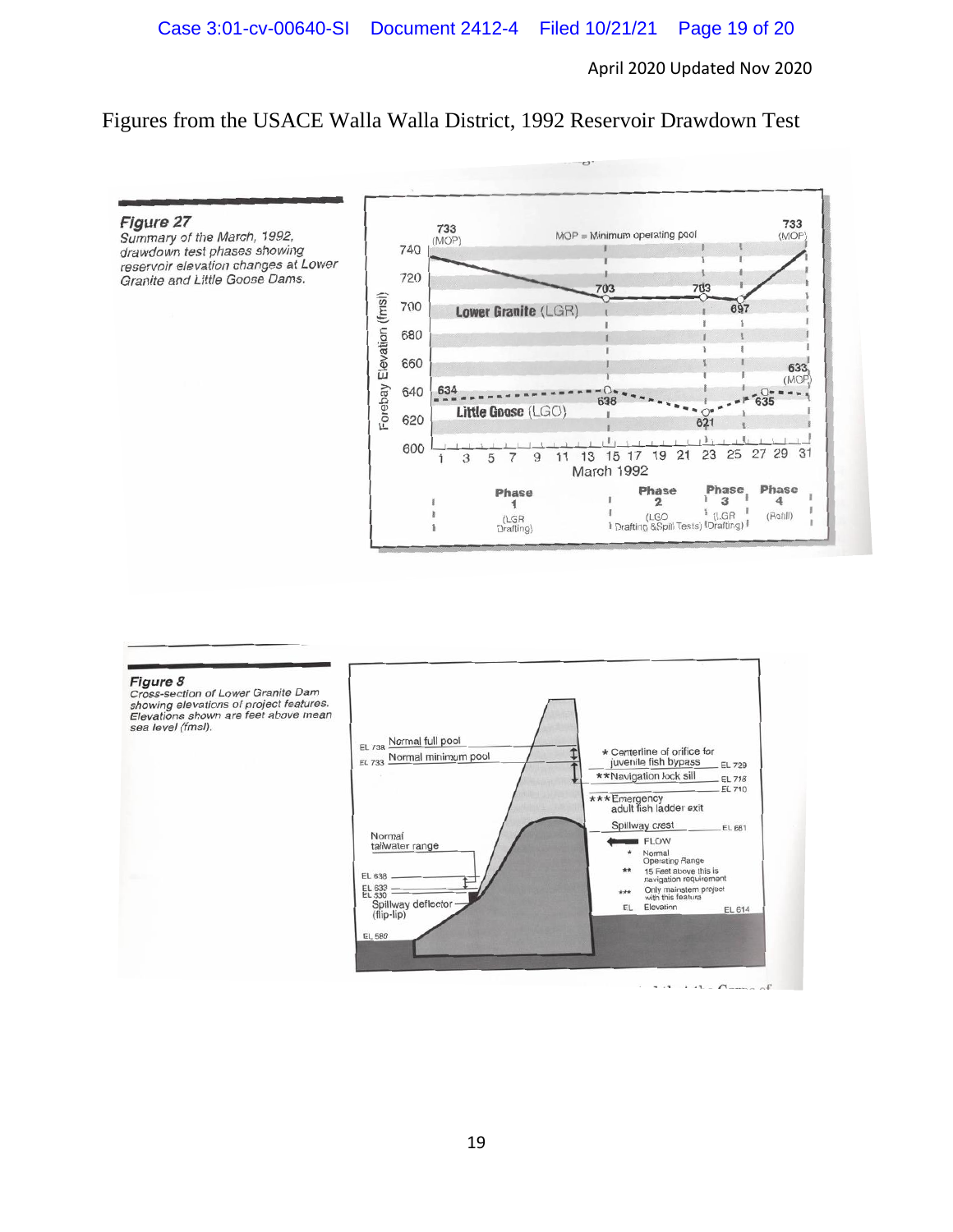April 2020 Updated Nov 2020

Figures from the USACE Walla Walla District, 1992 Reservoir Drawdown Test

*Figure 27*
*Summary of the March, 1992, drawdown test phases showing reservoir elevation changes at Lower Granite and Little Goose Dams.*

733 (MOP) — MOP = Minimum operating pool — 733 (MOP)

Forebay Elevation (fmsl): 740, 720, 700, 680, 660, 640, 620, 600

Lower Granite (LGR): 703, 703, 697

Little Goose (LGO): 634, 638, 621, 635, 633 (MOP)

March 1992: 1 3 5 7 9 11 13 15 17 19 21 23 25 27 29 31

Phase 1 (LGR Drafting) | Phase 2 (LGO Drafting &Spill Tests) | Phase 3 (LGR Drafting) | Phase 4 (Refill)

*Figure 8*
*Cross-section of Lower Granite Dam showing elevations of project features. Elevations shown are feet above mean sea level (fmsl).*

EL 738 Normal full pool
EL 733 Normal minimum pool
\* Centerline of orifice for juvenile fish bypass — EL 729
\*\*Navigation lock sill — EL 718
EL 710
\*\*\*Emergency adult fish ladder exit
Spillway crest — EL 681
FLOW
Normal tailwater range
EL 638
EL 633
EL 630
Spillway deflector (flip-lip)
EL 580
EL 614

\* Normal Operating Range
\*\* 15 Feet above this is navigation requirement
\*\*\* Only mainstem project with this feature
EL Elevation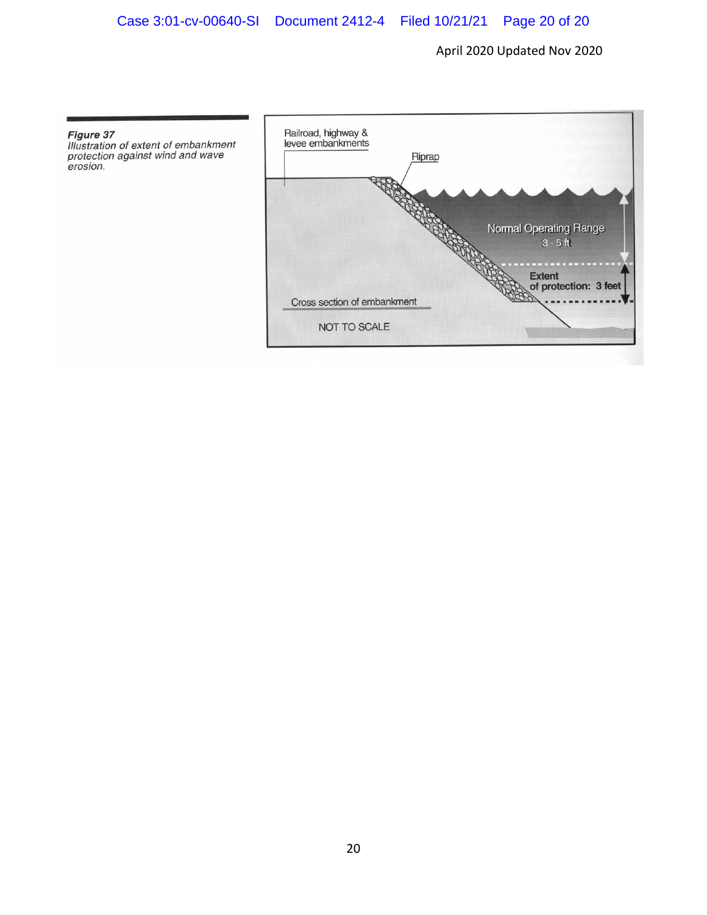April 2020 Updated Nov 2020

***Figure 37***
*Illustration of extent of embankment protection against wind and wave erosion.*

Railroad, highway & levee embankments

Riprap

Normal Operating Range
3 - 5 ft

Extent of protection: 3 feet

Cross section of embankment

NOT TO SCALE